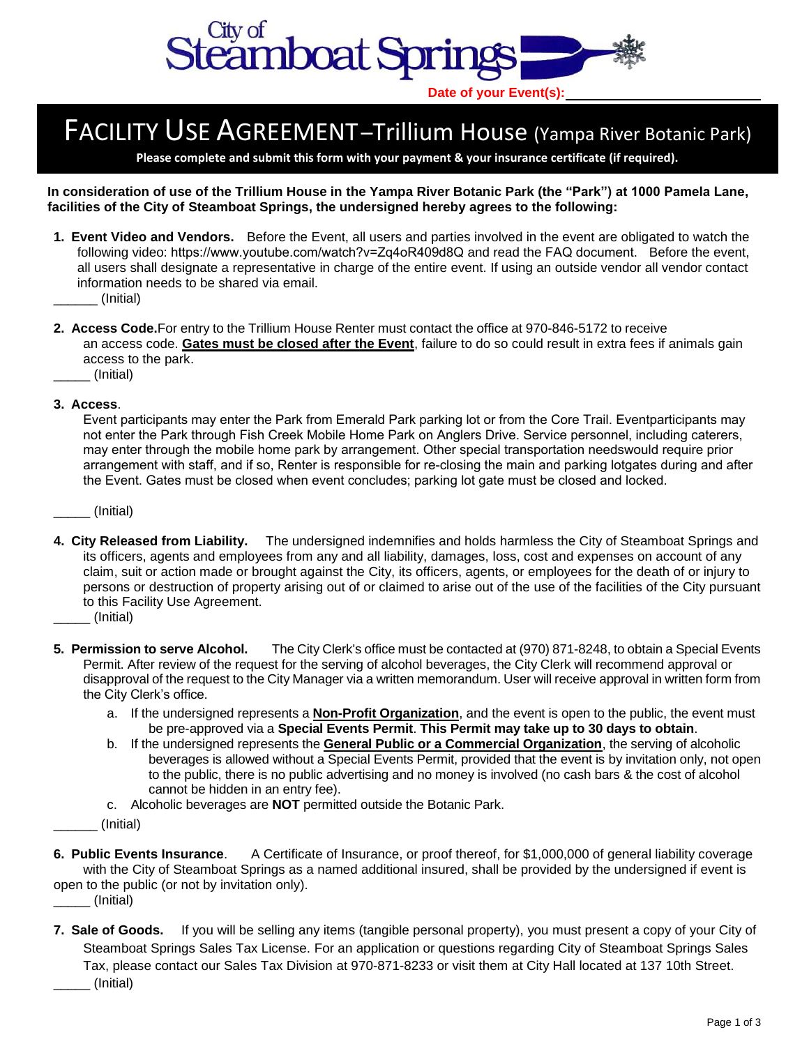City of Steamboat Springs

**Date of your Event(s):** ________________________

# FACILITY USE AGREEMENT –Trillium House (Yampa River Botanic Park)

**Please complete and submit this form with your payment & your insurance certificate (if required).**

**In consideration of use of the Trillium House in the Yampa River Botanic Park (the "Park") at 1000 Pamela Lane, facilities of the City of Steamboat Springs, the undersigned hereby agrees to the following:**

1. **Event Video and Vendors.** Before the Event, all users and parties involved in the event are obligated to watch the following video: https://www.youtube.com/watch?v=Zq4oR409d8Q and read the FAQ document. Before the event, all users shall designate a representative in charge of the entire event. If using an outside vendor all vendor contact information needs to be shared via email.

______ (Initial)

2. **Access Code.** For entry to the Trillium House Renter must contact the office at 970-846-5172 to receive an access code. **Gates must be closed after the Event**, failure to do so could result in extra fees if animals gain access to the park.

_____ (Initial)

3. **Access**.
Event participants may enter the Park from Emerald Park parking lot or from the Core Trail. Eventparticipants may not enter the Park through Fish Creek Mobile Home Park on Anglers Drive. Service personnel, including caterers, may enter through the mobile home park by arrangement. Other special transportation needswould require prior arrangement with staff, and if so, Renter is responsible for re-closing the main and parking lotgates during and after the Event. Gates must be closed when event concludes; parking lot gate must be closed and locked.

_____ (Initial)

4. **City Released from Liability.** The undersigned indemnifies and holds harmless the City of Steamboat Springs and its officers, agents and employees from any and all liability, damages, loss, cost and expenses on account of any claim, suit or action made or brought against the City, its officers, agents, or employees for the death of or injury to persons or destruction of property arising out of or claimed to arise out of the use of the facilities of the City pursuant to this Facility Use Agreement.

_____ (Initial)

5. **Permission to serve Alcohol.** The City Clerk's office must be contacted at (970) 871-8248, to obtain a Special Events Permit. After review of the request for the serving of alcohol beverages, the City Clerk will recommend approval or disapproval of the request to the City Manager via a written memorandum. User will receive approval in written form from the City Clerk's office.
   a. If the undersigned represents a **Non-Profit Organization**, and the event is open to the public, the event must be pre-approved via a **Special Events Permit**. **This Permit may take up to 30 days to obtain**.
   b. If the undersigned represents the **General Public or a Commercial Organization**, the serving of alcoholic beverages is allowed without a Special Events Permit, provided that the event is by invitation only, not open to the public, there is no public advertising and no money is involved (no cash bars & the cost of alcohol cannot be hidden in an entry fee).
   c. Alcoholic beverages are **NOT** permitted outside the Botanic Park.

______ (Initial)

6. **Public Events Insurance**. A Certificate of Insurance, or proof thereof, for $1,000,000 of general liability coverage with the City of Steamboat Springs as a named additional insured, shall be provided by the undersigned if event is open to the public (or not by invitation only).

_____ (Initial)

7. **Sale of Goods.** If you will be selling any items (tangible personal property), you must present a copy of your City of Steamboat Springs Sales Tax License. For an application or questions regarding City of Steamboat Springs Sales Tax, please contact our Sales Tax Division at 970-871-8233 or visit them at City Hall located at 137 10th Street.

_____ (Initial)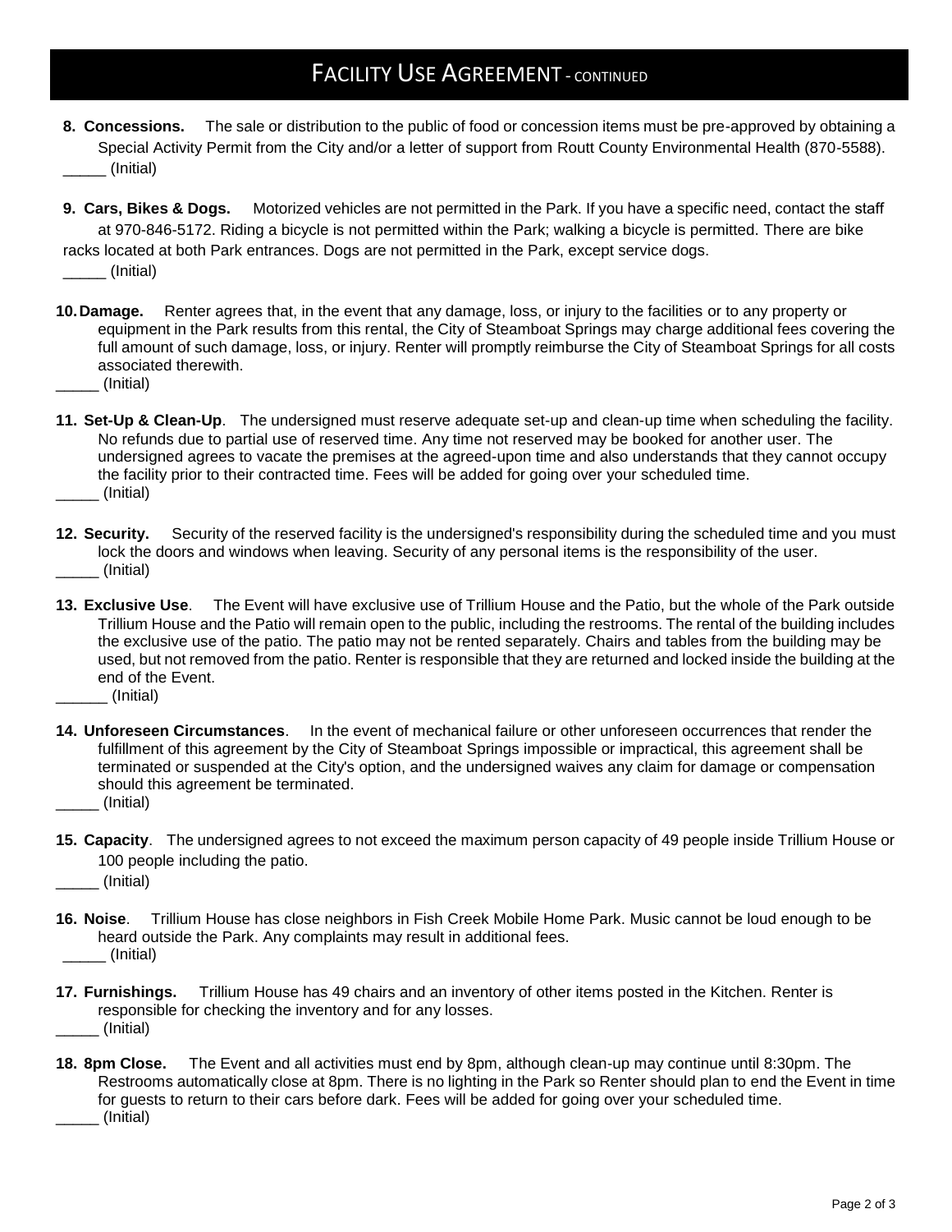# FACILITY USE AGREEMENT - CONTINUED

8. **Concessions.** The sale or distribution to the public of food or concession items must be pre-approved by obtaining a Special Activity Permit from the City and/or a letter of support from Routt County Environmental Health (870-5588).
_____ (Initial)

9. **Cars, Bikes & Dogs.** Motorized vehicles are not permitted in the Park. If you have a specific need, contact the staff at 970-846-5172. Riding a bicycle is not permitted within the Park; walking a bicycle is permitted. There are bike racks located at both Park entrances. Dogs are not permitted in the Park, except service dogs.
_____ (Initial)

10. **Damage.** Renter agrees that, in the event that any damage, loss, or injury to the facilities or to any property or equipment in the Park results from this rental, the City of Steamboat Springs may charge additional fees covering the full amount of such damage, loss, or injury. Renter will promptly reimburse the City of Steamboat Springs for all costs associated therewith.
_____ (Initial)

11. **Set-Up & Clean-Up**. The undersigned must reserve adequate set-up and clean-up time when scheduling the facility. No refunds due to partial use of reserved time. Any time not reserved may be booked for another user. The undersigned agrees to vacate the premises at the agreed-upon time and also understands that they cannot occupy the facility prior to their contracted time. Fees will be added for going over your scheduled time.
_____ (Initial)

12. **Security.** Security of the reserved facility is the undersigned's responsibility during the scheduled time and you must lock the doors and windows when leaving. Security of any personal items is the responsibility of the user.
_____ (Initial)

13. **Exclusive Use**. The Event will have exclusive use of Trillium House and the Patio, but the whole of the Park outside Trillium House and the Patio will remain open to the public, including the restrooms. The rental of the building includes the exclusive use of the patio. The patio may not be rented separately. Chairs and tables from the building may be used, but not removed from the patio. Renter is responsible that they are returned and locked inside the building at the end of the Event.
______ (Initial)

14. **Unforeseen Circumstances**. In the event of mechanical failure or other unforeseen occurrences that render the fulfillment of this agreement by the City of Steamboat Springs impossible or impractical, this agreement shall be terminated or suspended at the City's option, and the undersigned waives any claim for damage or compensation should this agreement be terminated.
_____ (Initial)

15. **Capacity**. The undersigned agrees to not exceed the maximum person capacity of 49 people inside Trillium House or 100 people including the patio.
_____ (Initial)

16. **Noise**. Trillium House has close neighbors in Fish Creek Mobile Home Park. Music cannot be loud enough to be heard outside the Park. Any complaints may result in additional fees.
_____ (Initial)

17. **Furnishings.** Trillium House has 49 chairs and an inventory of other items posted in the Kitchen. Renter is responsible for checking the inventory and for any losses.
_____ (Initial)

18. **8pm Close.** The Event and all activities must end by 8pm, although clean-up may continue until 8:30pm. The Restrooms automatically close at 8pm. There is no lighting in the Park so Renter should plan to end the Event in time for guests to return to their cars before dark. Fees will be added for going over your scheduled time.
_____ (Initial)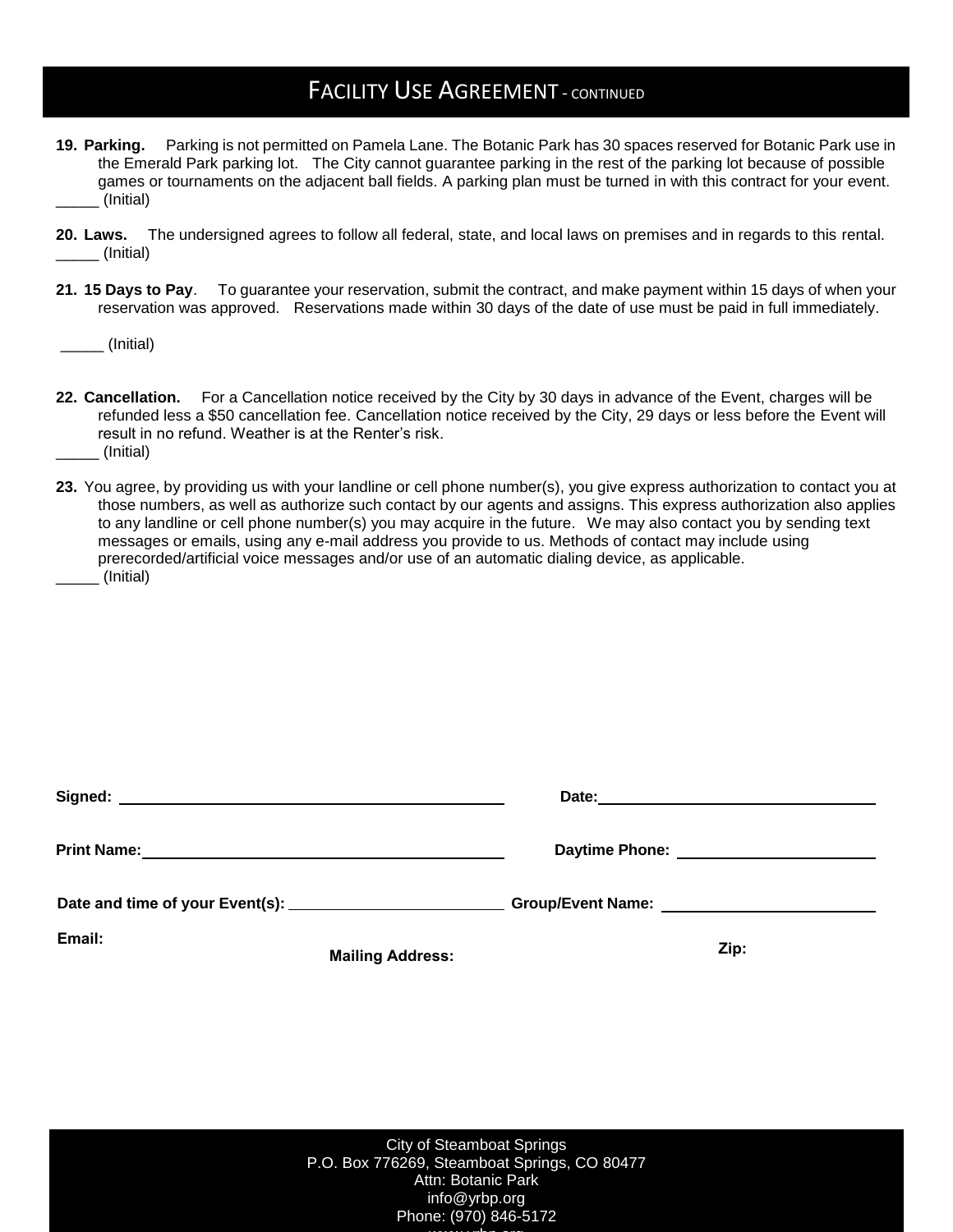# FACILITY USE AGREEMENT - CONTINUED

19. **Parking.** Parking is not permitted on Pamela Lane. The Botanic Park has 30 spaces reserved for Botanic Park use in the Emerald Park parking lot. The City cannot guarantee parking in the rest of the parking lot because of possible games or tournaments on the adjacent ball fields. A parking plan must be turned in with this contract for your event.
_____ (Initial)

20. **Laws.** The undersigned agrees to follow all federal, state, and local laws on premises and in regards to this rental.
_____ (Initial)

21. **15 Days to Pay**. To guarantee your reservation, submit the contract, and make payment within 15 days of when your reservation was approved. Reservations made within 30 days of the date of use must be paid in full immediately.

_____ (Initial)

22. **Cancellation.** For a Cancellation notice received by the City by 30 days in advance of the Event, charges will be refunded less a $50 cancellation fee. Cancellation notice received by the City, 29 days or less before the Event will result in no refund. Weather is at the Renter's risk.
_____ (Initial)

23. You agree, by providing us with your landline or cell phone number(s), you give express authorization to contact you at those numbers, as well as authorize such contact by our agents and assigns. This express authorization also applies to any landline or cell phone number(s) you may acquire in the future. We may also contact you by sending text messages or emails, using any e-mail address you provide to us. Methods of contact may include using prerecorded/artificial voice messages and/or use of an automatic dialing device, as applicable.
_____ (Initial)

**Signed:** ______________________________ **Date:** ______________________________

**Print Name:** ______________________________ **Daytime Phone:** ______________________________

**Date and time of your Event(s):** ______________________________ **Group/Event Name:** ______________________________

**Email:** **Mailing Address:** **Zip:**

City of Steamboat Springs
P.O. Box 776269, Steamboat Springs, CO 80477
Attn: Botanic Park
info@yrbp.org
Phone: (970) 846-5172